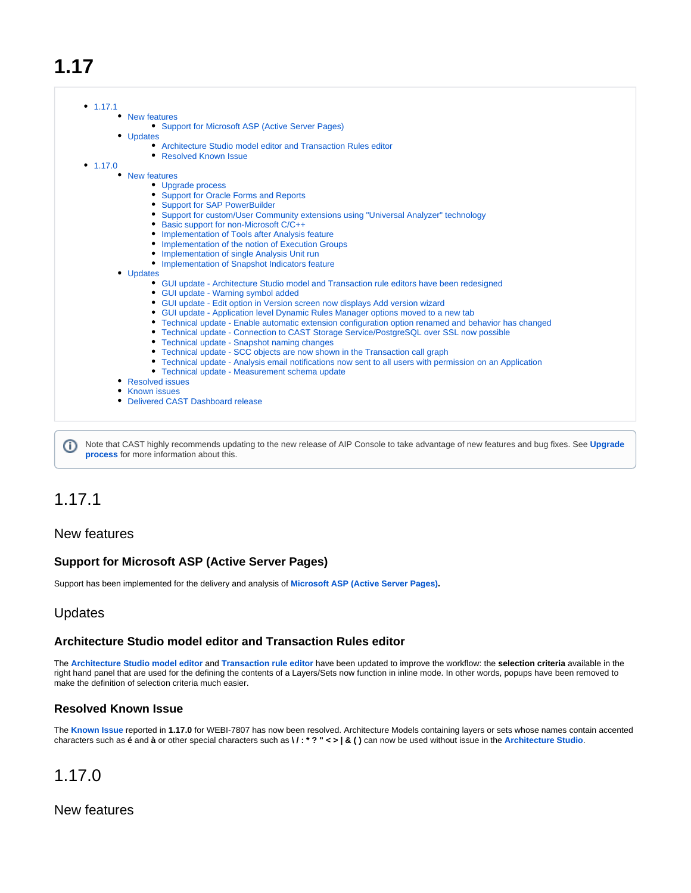# 1.17

- 1.17.1
    - New features
        - Support for Microsoft ASP (Active Server Pages)
    - Updates
        - Architecture Studio model editor and Transaction Rules editor
        - Resolved Known Issue
- 1.17.0
    - New features
        - Upgrade process
        - Support for Oracle Forms and Reports
        - Support for SAP PowerBuilder
        - Support for custom/User Community extensions using "Universal Analyzer" technology
        - Basic support for non-Microsoft C/C++
        - Implementation of Tools after Analysis feature
        - Implementation of the notion of Execution Groups
        - Implementation of single Analysis Unit run
        - Implementation of Snapshot Indicators feature
    - Updates
        - GUI update - Architecture Studio model and Transaction rule editors have been redesigned
        - GUI update - Warning symbol added
        - GUI update - Edit option in Version screen now displays Add version wizard
        - GUI update - Application level Dynamic Rules Manager options moved to a new tab
        - Technical update - Enable automatic extension configuration option renamed and behavior has changed
        - Technical update - Connection to CAST Storage Service/PostgreSQL over SSL now possible
        - Technical update - Snapshot naming changes
        - Technical update - SCC objects are now shown in the Transaction call graph
        - Technical update - Analysis email notifications now sent to all users with permission on an Application
        - Technical update - Measurement schema update
    - Resolved issues
    - Known issues
    - Delivered CAST Dashboard release

Note that CAST highly recommends updating to the new release of AIP Console to take advantage of new features and bug fixes. See **Upgrade process** for more information about this.

## 1.17.1

### New features

#### Support for Microsoft ASP (Active Server Pages)

Support has been implemented for the delivery and analysis of **Microsoft ASP (Active Server Pages).**

### Updates

#### Architecture Studio model editor and Transaction Rules editor

The **Architecture Studio model editor** and **Transaction rule editor** have been updated to improve the workflow: the **selection criteria** available in the right hand panel that are used for the defining the contents of a Layers/Sets now function in inline mode. In other words, popups have been removed to make the definition of selection criteria much easier.

#### Resolved Known Issue

The **Known Issue** reported in **1.17.0** for WEBI-7807 has now been resolved. Architecture Models containing layers or sets whose names contain accented characters such as **é** and **à** or other special characters such as **\ / : * ? " < > | & ( )** can now be used without issue in the **Architecture Studio**.

## 1.17.0

### New features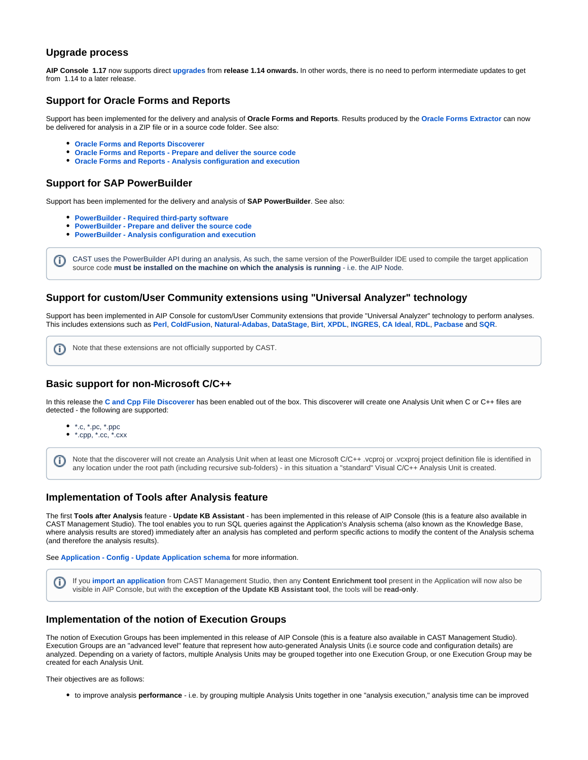## Upgrade process

**AIP Console 1.17** now supports direct **upgrades** from **release 1.14 onwards.** In other words, there is no need to perform intermediate updates to get from 1.14 to a later release.

## Support for Oracle Forms and Reports

Support has been implemented for the delivery and analysis of **Oracle Forms and Reports**. Results produced by the **Oracle Forms Extractor** can now be delivered for analysis in a ZIP file or in a source code folder. See also:

- **Oracle Forms and Reports Discoverer**
- **Oracle Forms and Reports - Prepare and deliver the source code**
- **Oracle Forms and Reports - Analysis configuration and execution**

## Support for SAP PowerBuilder

Support has been implemented for the delivery and analysis of **SAP PowerBuilder**. See also:

- **PowerBuilder - Required third-party software**
- **PowerBuilder - Prepare and deliver the source code**
- **PowerBuilder - Analysis configuration and execution**

> CAST uses the PowerBuilder API during an analysis, As such, the same version of the PowerBuilder IDE used to compile the target application source code **must be installed on the machine on which the analysis is running** - i.e. the AIP Node.

## Support for custom/User Community extensions using "Universal Analyzer" technology

Support has been implemented in AIP Console for custom/User Community extensions that provide "Universal Analyzer" technology to perform analyses. This includes extensions such as **Perl**, **ColdFusion**, **Natural-Adabas**, **DataStage**, **Birt**, **XPDL**, **INGRES**, **CA Ideal**, **RDL**, **Pacbase** and **SQR**.

> Note that these extensions are not officially supported by CAST.

## Basic support for non-Microsoft C/C++

In this release the **C and Cpp File Discoverer** has been enabled out of the box. This discoverer will create one Analysis Unit when C or C++ files are detected - the following are supported:

- *.c, *.pc, *.ppc
- *.cpp, *.cc, *.cxx

> Note that the discoverer will not create an Analysis Unit when at least one Microsoft C/C++ .vcproj or .vcxproj project definition file is identified in any location under the root path (including recursive sub-folders) - in this situation a "standard" Visual C/C++ Analysis Unit is created.

## Implementation of Tools after Analysis feature

The first **Tools after Analysis** feature - **Update KB Assistant** - has been implemented in this release of AIP Console (this is a feature also available in CAST Management Studio). The tool enables you to run SQL queries against the Application's Analysis schema (also known as the Knowledge Base, where analysis results are stored) immediately after an analysis has completed and perform specific actions to modify the content of the Analysis schema (and therefore the analysis results).

See **Application - Config - Update Application schema** for more information.

> If you **import an application** from CAST Management Studio, then any **Content Enrichment tool** present in the Application will now also be visible in AIP Console, but with the **exception of the Update KB Assistant tool**, the tools will be **read-only**.

## Implementation of the notion of Execution Groups

The notion of Execution Groups has been implemented in this release of AIP Console (this is a feature also available in CAST Management Studio). Execution Groups are an "advanced level" feature that represent how auto-generated Analysis Units (i.e source code and configuration details) are analyzed. Depending on a variety of factors, multiple Analysis Units may be grouped together into one Execution Group, or one Execution Group may be created for each Analysis Unit.

Their objectives are as follows:

- to improve analysis **performance** - i.e. by grouping multiple Analysis Units together in one "analysis execution," analysis time can be improved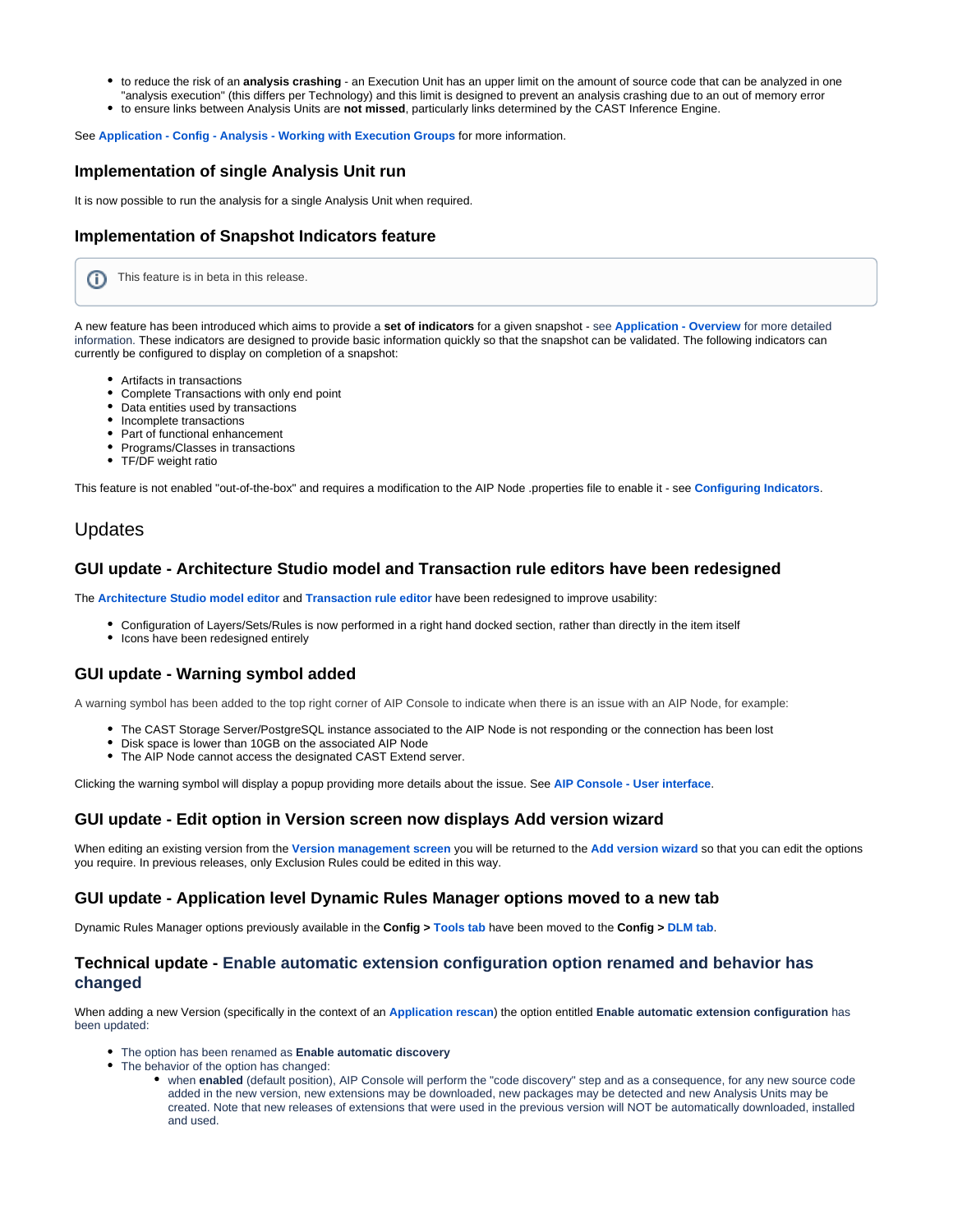- to reduce the risk of an **analysis crashing** - an Execution Unit has an upper limit on the amount of source code that can be analyzed in one "analysis execution" (this differs per Technology) and this limit is designed to prevent an analysis crashing due to an out of memory error
- to ensure links between Analysis Units are **not missed**, particularly links determined by the CAST Inference Engine.

See **Application - Config - Analysis - Working with Execution Groups** for more information.

### Implementation of single Analysis Unit run

It is now possible to run the analysis for a single Analysis Unit when required.

### Implementation of Snapshot Indicators feature

> This feature is in beta in this release.

A new feature has been introduced which aims to provide a **set of indicators** for a given snapshot - see **Application - Overview** for more detailed information. These indicators are designed to provide basic information quickly so that the snapshot can be validated. The following indicators can currently be configured to display on completion of a snapshot:

- Artifacts in transactions
- Complete Transactions with only end point
- Data entities used by transactions
- Incomplete transactions
- Part of functional enhancement
- Programs/Classes in transactions
- TF/DF weight ratio

This feature is not enabled "out-of-the-box" and requires a modification to the AIP Node .properties file to enable it - see **Configuring Indicators**.

## Updates

### GUI update - Architecture Studio model and Transaction rule editors have been redesigned

The **Architecture Studio model editor** and **Transaction rule editor** have been redesigned to improve usability:

- Configuration of Layers/Sets/Rules is now performed in a right hand docked section, rather than directly in the item itself
- Icons have been redesigned entirely

### GUI update - Warning symbol added

A warning symbol has been added to the top right corner of AIP Console to indicate when there is an issue with an AIP Node, for example:

- The CAST Storage Server/PostgreSQL instance associated to the AIP Node is not responding or the connection has been lost
- Disk space is lower than 10GB on the associated AIP Node
- The AIP Node cannot access the designated CAST Extend server.

Clicking the warning symbol will display a popup providing more details about the issue. See **AIP Console - User interface**.

### GUI update - Edit option in Version screen now displays Add version wizard

When editing an existing version from the **Version management screen** you will be returned to the **Add version wizard** so that you can edit the options you require. In previous releases, only Exclusion Rules could be edited in this way.

### GUI update - Application level Dynamic Rules Manager options moved to a new tab

Dynamic Rules Manager options previously available in the **Config > Tools tab** have been moved to the **Config > DLM tab**.

### Technical update - Enable automatic extension configuration option renamed and behavior has changed

When adding a new Version (specifically in the context of an **Application rescan**) the option entitled **Enable automatic extension configuration** has been updated:

- The option has been renamed as **Enable automatic discovery**
- The behavior of the option has changed:
  - when **enabled** (default position), AIP Console will perform the "code discovery" step and as a consequence, for any new source code added in the new version, new extensions may be downloaded, new packages may be detected and new Analysis Units may be created. Note that new releases of extensions that were used in the previous version will NOT be automatically downloaded, installed and used.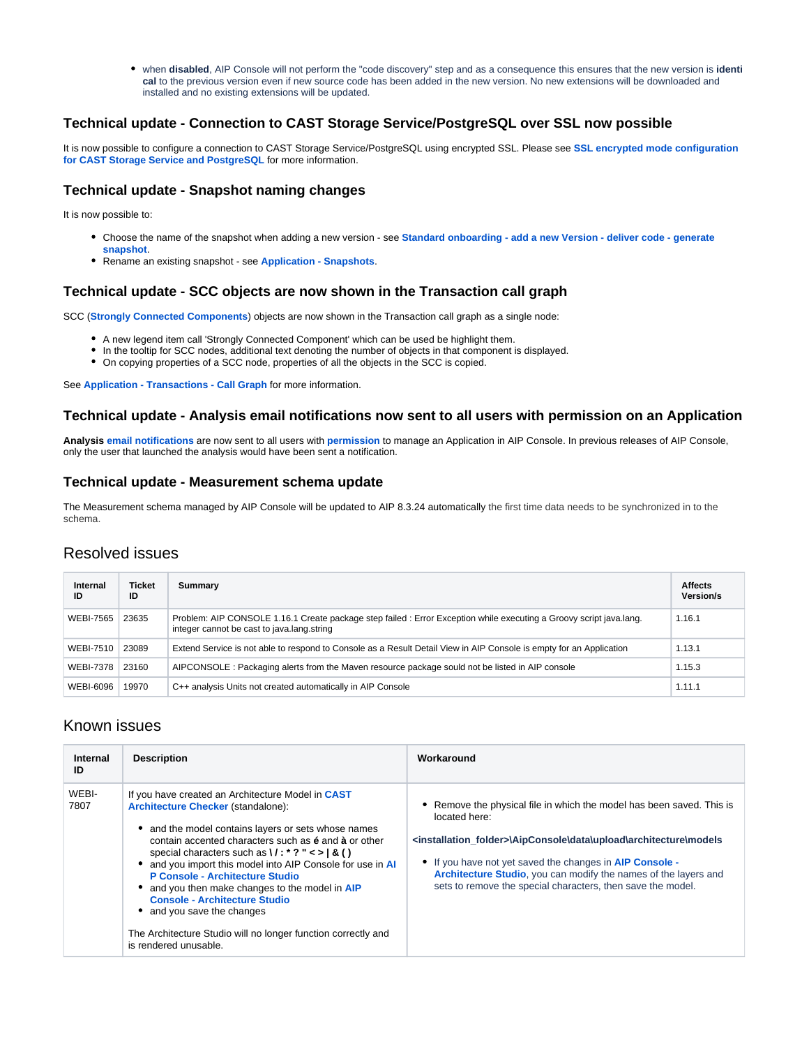- when **disabled**, AIP Console will not perform the "code discovery" step and as a consequence this ensures that the new version is **identical** to the previous version even if new source code has been added in the new version. No new extensions will be downloaded and installed and no existing extensions will be updated.

### Technical update - Connection to CAST Storage Service/PostgreSQL over SSL now possible

It is now possible to configure a connection to CAST Storage Service/PostgreSQL using encrypted SSL. Please see **SSL encrypted mode configuration for CAST Storage Service and PostgreSQL** for more information.

### Technical update - Snapshot naming changes

It is now possible to:

- Choose the name of the snapshot when adding a new version - see **Standard onboarding - add a new Version - deliver code - generate snapshot**.
- Rename an existing snapshot - see **Application - Snapshots**.

### Technical update - SCC objects are now shown in the Transaction call graph

SCC (**Strongly Connected Components**) objects are now shown in the Transaction call graph as a single node:

- A new legend item call 'Strongly Connected Component' which can be used be highlight them.
- In the tooltip for SCC nodes, additional text denoting the number of objects in that component is displayed.
- On copying properties of a SCC node, properties of all the objects in the SCC is copied.

See **Application - Transactions - Call Graph** for more information.

### Technical update - Analysis email notifications now sent to all users with permission on an Application

**Analysis email notifications** are now sent to all users with **permission** to manage an Application in AIP Console. In previous releases of AIP Console, only the user that launched the analysis would have been sent a notification.

### Technical update - Measurement schema update

The Measurement schema managed by AIP Console will be updated to AIP 8.3.24 automatically the first time data needs to be synchronized in to the schema.

## Resolved issues

| Internal ID | Ticket ID | Summary | Affects Version/s |
| --- | --- | --- | --- |
| WEBI-7565 | 23635 | Problem: AIP CONSOLE 1.16.1 Create package step failed : Error Exception while executing a Groovy script java.lang. integer cannot be cast to java.lang.string | 1.16.1 |
| WEBI-7510 | 23089 | Extend Service is not able to respond to Console as a Result Detail View in AIP Console is empty for an Application | 1.13.1 |
| WEBI-7378 | 23160 | AIPCONSOLE : Packaging alerts from the Maven resource package sould not be listed in AIP console | 1.15.3 |
| WEBI-6096 | 19970 | C++ analysis Units not created automatically in AIP Console | 1.11.1 |

## Known issues

| Internal ID | Description | Workaround |
| --- | --- | --- |
| WEBI-7807 | If you have created an Architecture Model in **CAST Architecture Checker** (standalone):<br>• and the model contains layers or sets whose names contain accented characters such as **é** and **à** or other special characters such as **\ / : * ? " < > \| & ( )**<br>• and you import this model into AIP Console for use in **AIP Console - Architecture Studio**<br>• and you then make changes to the model in **AIP Console - Architecture Studio**<br>• and you save the changes<br><br>The Architecture Studio will no longer function correctly and is rendered unusable. | • Remove the physical file in which the model has been saved. This is located here:<br><br>**<installation_folder>\AipConsole\data\upload\architecture\models**<br><br>• If you have not yet saved the changes in **AIP Console - Architecture Studio**, you can modify the names of the layers and sets to remove the special characters, then save the model. |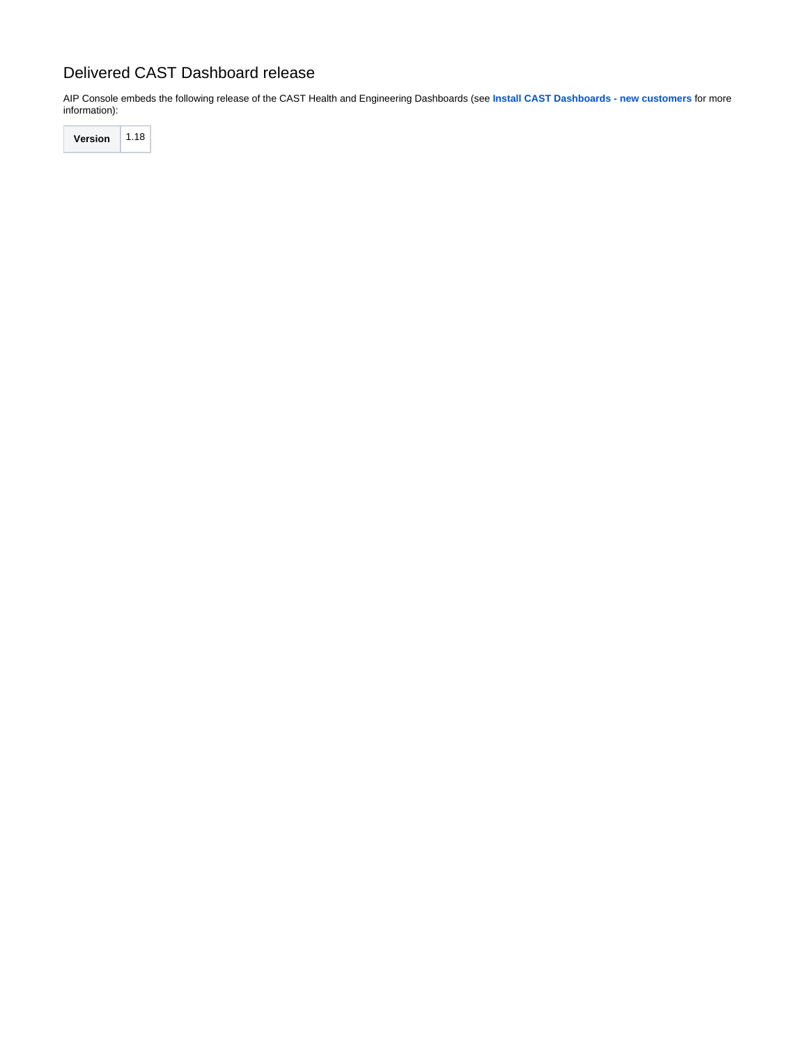## Delivered CAST Dashboard release

AIP Console embeds the following release of the CAST Health and Engineering Dashboards (see **Install CAST Dashboards - new customers** for more information):

| | |
|---|---|
| **Version** | 1.18 |